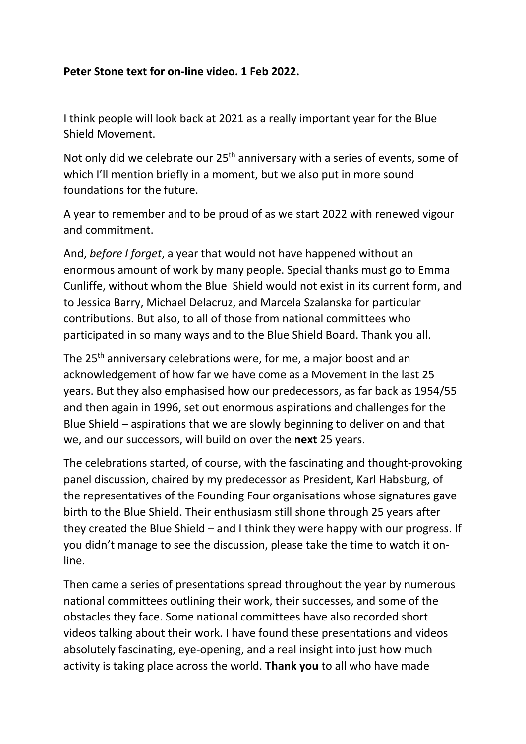**Peter Stone text for on-line video. 1 Feb 2022.**

I think people will look back at 2021 as a really important year for the Blue Shield Movement.

Not only did we celebrate our 25th anniversary with a series of events, some of which I'll mention briefly in a moment, but we also put in more sound foundations for the future.

A year to remember and to be proud of as we start 2022 with renewed vigour and commitment.

And, *before I forget*, a year that would not have happened without an enormous amount of work by many people. Special thanks must go to Emma Cunliffe, without whom the Blue Shield would not exist in its current form, and to Jessica Barry, Michael Delacruz, and Marcela Szalanska for particular contributions. But also, to all of those from national committees who participated in so many ways and to the Blue Shield Board. Thank you all.

The 25th anniversary celebrations were, for me, a major boost and an acknowledgement of how far we have come as a Movement in the last 25 years. But they also emphasised how our predecessors, as far back as 1954/55 and then again in 1996, set out enormous aspirations and challenges for the Blue Shield – aspirations that we are slowly beginning to deliver on and that we, and our successors, will build on over the **next** 25 years.

The celebrations started, of course, with the fascinating and thought-provoking panel discussion, chaired by my predecessor as President, Karl Habsburg, of the representatives of the Founding Four organisations whose signatures gave birth to the Blue Shield. Their enthusiasm still shone through 25 years after they created the Blue Shield – and I think they were happy with our progress. If you didn't manage to see the discussion, please take the time to watch it on-line.

Then came a series of presentations spread throughout the year by numerous national committees outlining their work, their successes, and some of the obstacles they face. Some national committees have also recorded short videos talking about their work. I have found these presentations and videos absolutely fascinating, eye-opening, and a real insight into just how much activity is taking place across the world. **Thank you** to all who have made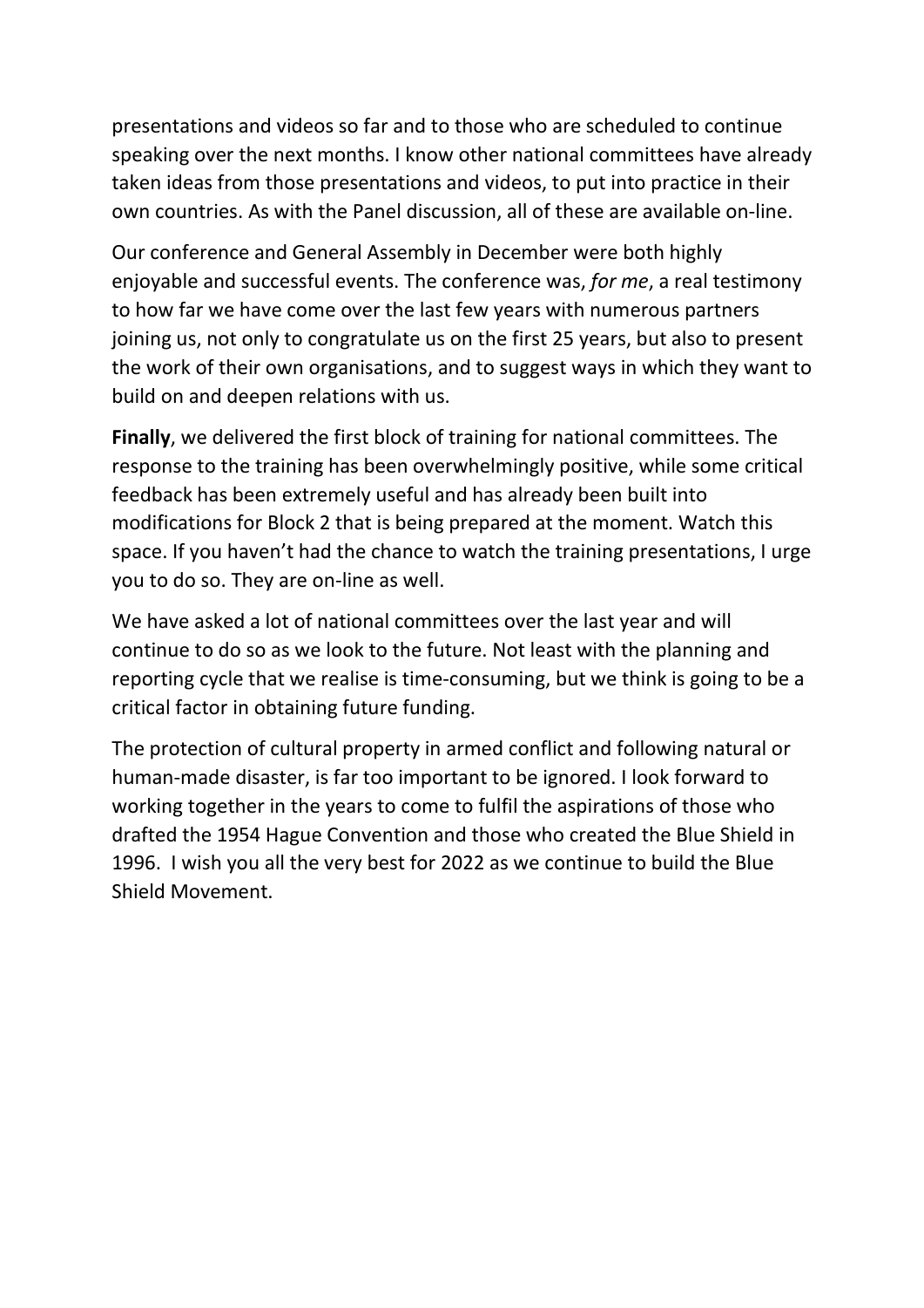presentations and videos so far and to those who are scheduled to continue speaking over the next months. I know other national committees have already taken ideas from those presentations and videos, to put into practice in their own countries. As with the Panel discussion, all of these are available on-line.

Our conference and General Assembly in December were both highly enjoyable and successful events. The conference was, *for me*, a real testimony to how far we have come over the last few years with numerous partners joining us, not only to congratulate us on the first 25 years, but also to present the work of their own organisations, and to suggest ways in which they want to build on and deepen relations with us.

**Finally**, we delivered the first block of training for national committees. The response to the training has been overwhelmingly positive, while some critical feedback has been extremely useful and has already been built into modifications for Block 2 that is being prepared at the moment. Watch this space. If you haven't had the chance to watch the training presentations, I urge you to do so. They are on-line as well.

We have asked a lot of national committees over the last year and will continue to do so as we look to the future. Not least with the planning and reporting cycle that we realise is time-consuming, but we think is going to be a critical factor in obtaining future funding.

The protection of cultural property in armed conflict and following natural or human-made disaster, is far too important to be ignored. I look forward to working together in the years to come to fulfil the aspirations of those who drafted the 1954 Hague Convention and those who created the Blue Shield in 1996. I wish you all the very best for 2022 as we continue to build the Blue Shield Movement.